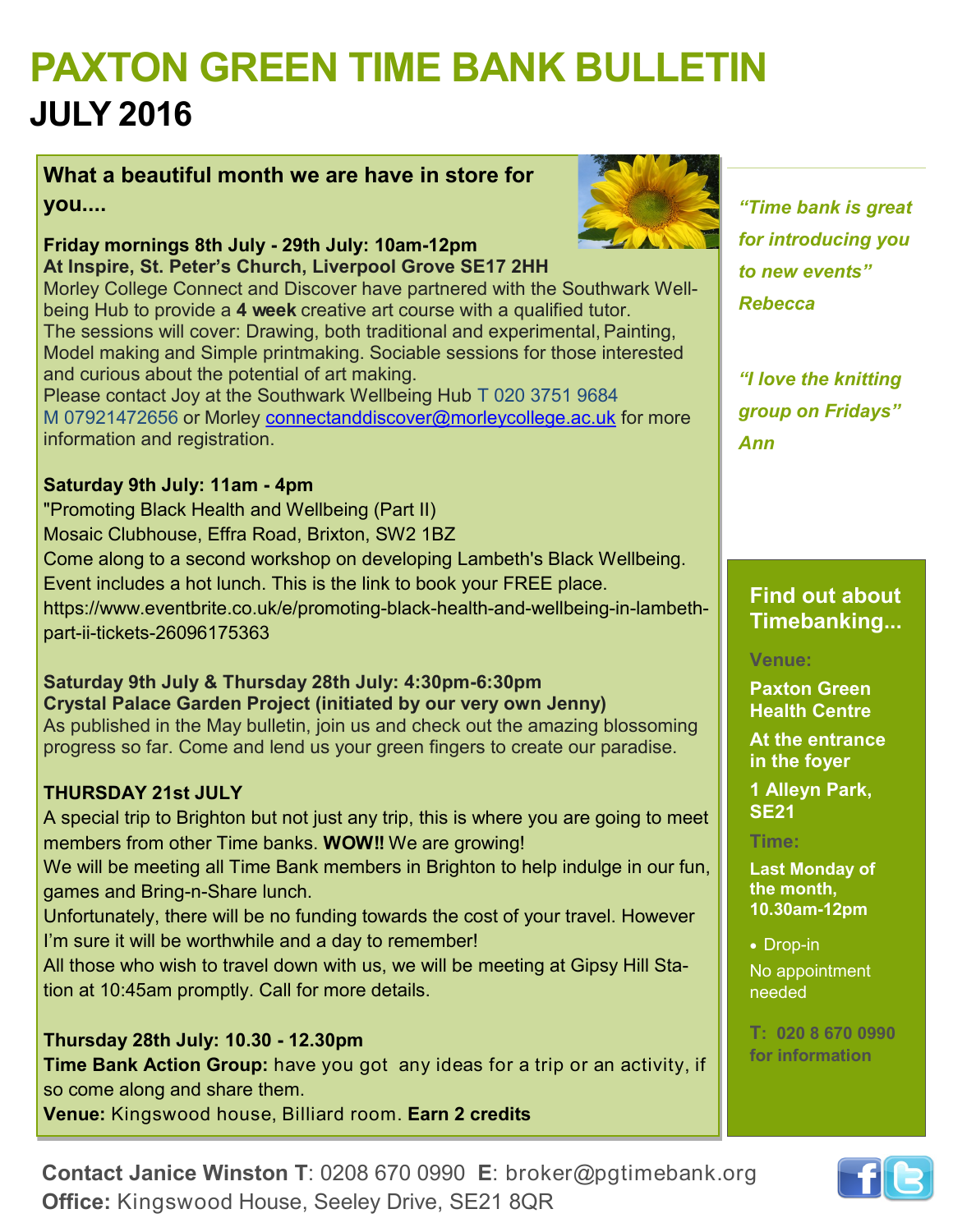# PAXTON GREEN TIME BANK BULLETIN

## JULY 2016

### What a beautiful month we are have in store for you....

**Friday mornings 8th July - 29th July: 10am-12pm**
**At Inspire, St. Peter's Church, Liverpool Grove SE17 2HH**
Morley College Connect and Discover have partnered with the Southwark Well-being Hub to provide a **4 week** creative art course with a qualified tutor.
The sessions will cover: Drawing, both traditional and experimental, Painting, Model making and Simple printmaking. Sociable sessions for those interested and curious about the potential of art making.
Please contact Joy at the Southwark Wellbeing Hub T 020 3751 9684 M 07921472656 or Morley connectanddiscover@morleycollege.ac.uk for more information and registration.

**Saturday 9th July: 11am - 4pm**
"Promoting Black Health and Wellbeing (Part II)
Mosaic Clubhouse, Effra Road, Brixton, SW2 1BZ
Come along to a second workshop on developing Lambeth's Black Wellbeing. Event includes a hot lunch. This is the link to book your FREE place.
https://www.eventbrite.co.uk/e/promoting-black-health-and-wellbeing-in-lambeth-part-ii-tickets-26096175363

**Saturday 9th July & Thursday 28th July: 4:30pm-6:30pm**
**Crystal Palace Garden Project (initiated by our very own Jenny)**
As published in the May bulletin, join us and check out the amazing blossoming progress so far. Come and lend us your green fingers to create our paradise.

**THURSDAY 21st JULY**
A special trip to Brighton but not just any trip, this is where you are going to meet members from other Time banks. **WOW!!** We are growing!
We will be meeting all Time Bank members in Brighton to help indulge in our fun, games and Bring-n-Share lunch.
Unfortunately, there will be no funding towards the cost of your travel. However I'm sure it will be worthwhile and a day to remember!
All those who wish to travel down with us, we will be meeting at Gipsy Hill Station at 10:45am promptly. Call for more details.

**Thursday 28th July: 10.30 - 12.30pm**
**Time Bank Action Group:** have you got any ideas for a trip or an activity, if so come along and share them.
**Venue:** Kingswood house, Billiard room. **Earn 2 credits**

*"Time bank is great for introducing you to new events"*
*Rebecca*

*"I love the knitting group on Fridays"*
*Ann*

### Find out about Timebanking...

**Venue:**
**Paxton Green Health Centre**
**At the entrance in the foyer**
**1 Alleyn Park, SE21**

**Time:**
**Last Monday of the month, 10.30am-12pm**

- Drop-in

No appointment needed

**T: 020 8 670 0990 for information**

**Contact Janice Winston T**: 0208 670 0990 **E**: broker@pgtimebank.org
**Office:** Kingswood House, Seeley Drive, SE21 8QR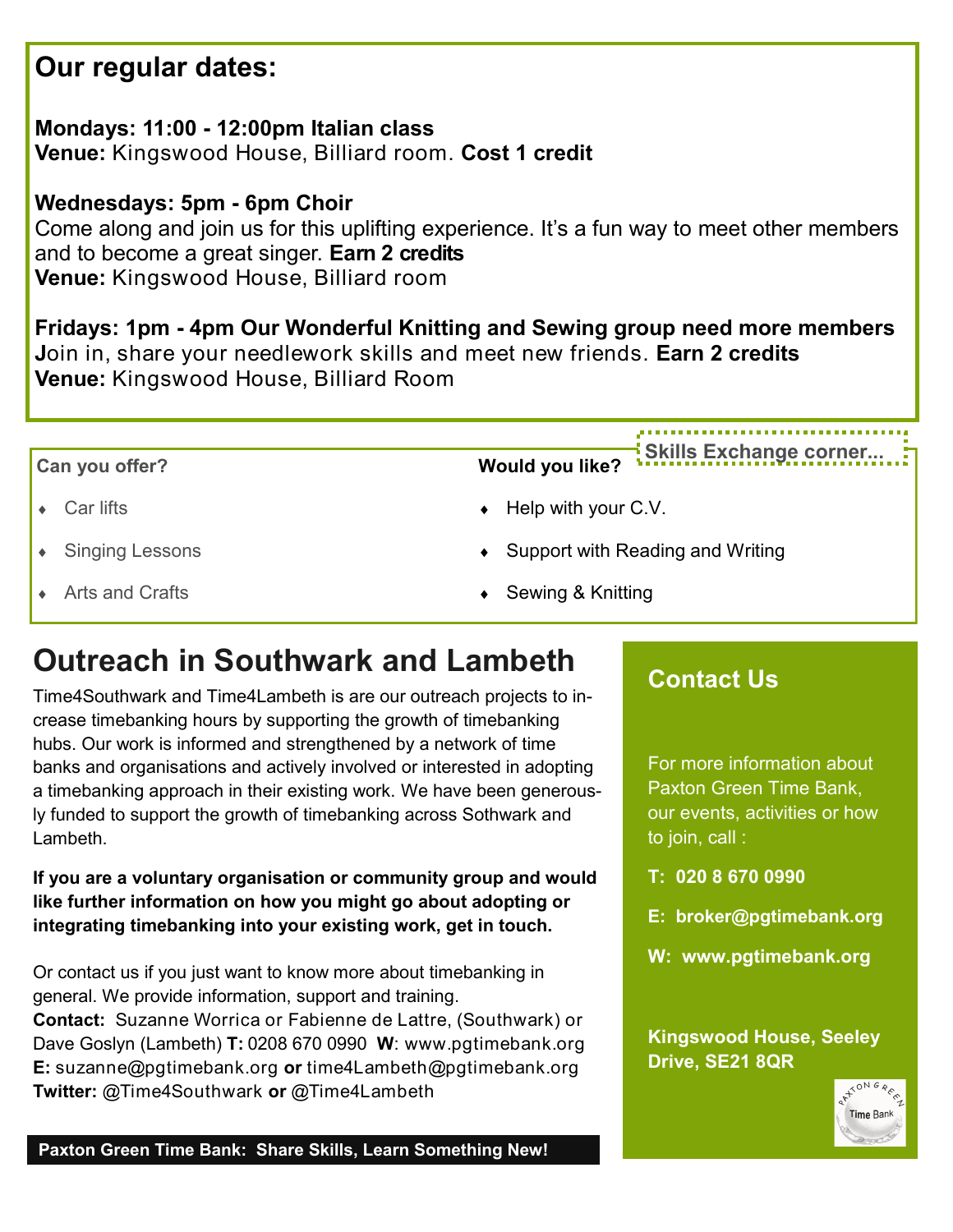## Our regular dates:

**Mondays: 11:00 - 12:00pm Italian class**
**Venue:** Kingswood House, Billiard room. **Cost 1 credit**

**Wednesdays: 5pm - 6pm Choir**
Come along and join us for this uplifting experience. It's a fun way to meet other members and to become a great singer. **Earn 2 credits**
**Venue:** Kingswood House, Billiard room

**Fridays: 1pm - 4pm Our Wonderful Knitting and Sewing group need more members**
Join in, share your needlework skills and meet new friends. **Earn 2 credits**
**Venue:** Kingswood House, Billiard Room

**Skills Exchange corner...**

**Can you offer?**

- Car lifts
- Singing Lessons
- Arts and Crafts

**Would you like?**

- Help with your C.V.
- Support with Reading and Writing
- Sewing & Knitting

## Outreach in Southwark and Lambeth

Time4Southwark and Time4Lambeth is are our outreach projects to increase timebanking hours by supporting the growth of timebanking hubs. Our work is informed and strengthened by a network of time banks and organisations and actively involved or interested in adopting a timebanking approach in their existing work. We have been generously funded to support the growth of timebanking across Sothwark and Lambeth.

**If you are a voluntary organisation or community group and would like further information on how you might go about adopting or integrating timebanking into your existing work, get in touch.**

Or contact us if you just want to know more about timebanking in general. We provide information, support and training.
**Contact:** Suzanne Worrica or Fabienne de Lattre, (Southwark) or Dave Goslyn (Lambeth) **T:** 0208 670 0990 **W**: www.pgtimebank.org
**E:** suzanne@pgtimebank.org **or** time4Lambeth@pgtimebank.org
**Twitter:** @Time4Southwark **or** @Time4Lambeth

**Paxton Green Time Bank: Share Skills, Learn Something New!**

## Contact Us

For more information about Paxton Green Time Bank, our events, activities or how to join, call :

**T: 020 8 670 0990**

**E: broker@pgtimebank.org**

**W: www.pgtimebank.org**

**Kingswood House, Seeley Drive, SE21 8QR**